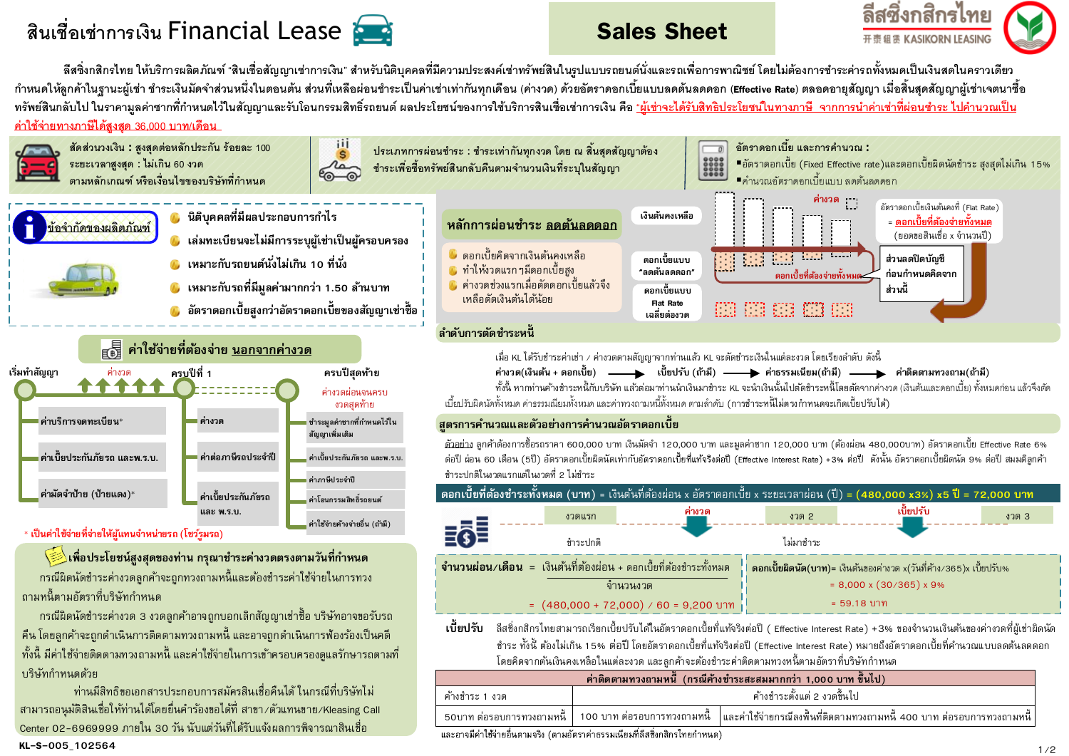# สินเชื่อเช่าการเงิน Financial Lease

## Sales Sheet

ลีสซิ่งกสิกรไทย 开泰租赁 KASIKORN LEASING

ลีสซิ่งกสิกรไทย ให้บริการผลิตภัณฑ์ "สินเชื่อสัญญาเช่าการเงิน" สำหรับนิติบุคคลที่มีความประสงค์เช่าทรัพย์สินในรูปแบบรถยนต์นั่งและรถเพื่อการพาณิชย์ โดยไม่ต้องการชำระค่ารถทั้งหมดเป็นเงินสดในคราวเดียว กำหนดให้ลูกค้าในฐานะผู้เช่า ชำระเงินมัดจำส่วนหนึ่งในตอนต้น ส่วนที่เหลือผ่อนชำระเป็นค่าเช่าเท่ากันทุกเดือน (ค่างวด) ด้วยอัตราดอกเบี้ยแบบลดต้นลดดอก (**Effective Rate**) ตลอดอายุสัญญา เมื่อสิ้นสุดสัญญาผู้เช่าเจตนาซื้อทรัพย์สินกลับไป ในราคามูลค่าซากที่กำหนดไว้ในสัญญาและรับโอนกรรมสิทธิ์รถยนต์ ผลประโยชน์ของการใช้บริการสินเชื่อเช่าการเงิน คือ "ผู้เช่าจะได้รับสิทธิประโยชน์ในทางภาษี จากการนำค่าเช่าที่ผ่อนชำระ ไปคำนวณเป็นค่าใช้จ่ายทางภาษีได้สูงสุด 36,000 บาท/เดือน"

**สัดส่วนวงเงิน :** สูงสุดต่อหลักประกัน ร้อยละ 100
**ระยะเวลาสูงสุด :** ไม่เกิน 60 งวด
ตามหลักเกณฑ์ หรือเงื่อนไขของบริษัทที่กำหนด

ประเภทการผ่อนชำระ : ชำระเท่ากันทุกงวด โดย ณ สิ้นสุดสัญญาต้องชำระเพื่อซื้อทรัพย์สินกลับคืนตามจำนวนเงินที่ระบุในสัญญา

**อัตราดอกเบี้ย และการคำนวณ :**
- อัตราดอกเบี้ย (Fixed Effective rate)และดอกเบี้ยผิดนัดชำระ สูงสุดไม่เกิน 15%
- คำนวณอัตราดอกเบี้ยแบบ ลดต้นลดดอก

## ข้อจำกัดของผลิตภัณฑ์

- นิติบุคคลที่มีผลประกอบการกำไร
- เล่มทะเบียนจะไม่มีการระบุผู้เช่าเป็นผู้ครอบครอง
- เหมาะกับรถยนต์นั่งไม่เกิน 10 ที่นั่ง
- เหมาะกับรถที่มีมูลค่ามากกว่า 1.50 ล้านบาท
- อัตราดอกเบี้ยสูงกว่าอัตราดอกเบี้ยของสัญญาเช่าซื้อ

## หลักการผ่อนชำระ ลดต้นลดดอก

- ดอกเบี้ยคิดจากเงินต้นคงเหลือ
- ทำให้งวดแรกๆมีดอกเบี้ยสูง
- ค่างวดช่วงแรกเมื่อตัดดอกเบี้ยแล้วจึงเหลือตัดเงินต้นได้น้อย

เงินต้นคงเหลือ | ดอกเบี้ยแบบ "ลดต้นลดดอก" | ดอกเบี้ยแบบ Flat Rate เฉลี่ยต่องวด | ค่างวด | ดอกเบี้ยที่ต้องจ่ายทั้งหมด

อัตราดอกเบี้ยเงินต้นคงที่ (Flat Rate) = ดอกเบี้ยที่ต้องจ่ายทั้งหมด / (ยอดขอสินเชื่อ x จำนวนปี)

ส่วนลดปิดบัญชีก่อนกำหนดคิดจากส่วนนี้

## ค่าใช้จ่ายที่ต้องจ่าย นอกจากค่างวด

**เริ่มทำสัญญา**
- ค่าบริการจดทะเบียน*
- ค่าเบี้ยประกันภัยรถ และพ.ร.บ.
- ค่ามัดจำป้าย (ป้ายแดง)*

**ครบปีที่ 1**
- ค่างวด
- ค่าต่อภาษีรถประจำปี
- ค่าเบี้ยประกันภัยรถ และ พ.ร.บ.

**ครบปีสุดท้าย** (ค่างวดผ่อนจนครบงวดสุดท้าย)
- ชำระมูลค่าซากที่กำหนดไว้ในสัญญาเพิ่มเติม
- ค่าเบี้ยประกันภัยรถ และพ.ร.บ.
- ค่าภาษีประจำปี
- ค่าโอนกรรมสิทธิ์รถยนต์
- ค่าใช้จ่ายค้างจ่ายอื่น (ถ้ามี)

\* เป็นค่าใช้จ่ายที่จ่ายให้ผู้แทนจำหน่ายรถ (โชว์รูมรถ)

## เพื่อประโยชน์สูงสุดของท่าน กรุณาชำระค่างวดตรงตามวันที่กำหนด

กรณีผิดนัดชำระค่างวดลูกค้าจะถูกทวงถามหนี้และต้องชำระค่าใช้จ่ายในการทวงถามหนี้ตามอัตราที่บริษัทกำหนด

กรณีผิดนัดชำระค่างวด 3 งวดลูกค้าอาจถูกบอกเลิกสัญญาเช่าซื้อ บริษัทอาจขอรับรถคืน โดยลูกค้าจะถูกดำเนินการติดตามทวงถามหนี้ และอาจถูกดำเนินการฟ้องร้องเป็นคดี ทั้งนี้ มีค่าใช้จ่ายติดตามทวงถามหนี้ และค่าใช้จ่ายในการเข้าครอบครองดูแลรักษารถตามที่บริษัทกำหนดด้วย

ท่านมีสิทธิขอเอกสารประกอบการสมัครสินเชื่อคืนได้ ในกรณีที่บริษัทไม่สามารถอนุมัติสินเชื่อให้ท่านได้โดยยื่นคำร้องขอได้ที่ สาขา/ตัวแทนขาย/Kleasing Call Center 02-6969999 ภายใน 30 วัน นับแต่วันที่ได้รับแจ้งผลการพิจารณาสินเชื่อ

## ลำดับการตัดชำระหนี้

เมื่อ KL ได้รับชำระค่าเช่า / ค่างวดตามสัญญาจากท่านแล้ว KL จะตัดชำระเงินในแต่ละงวด โดยเรียงลำดับ ดังนี้

**ค่างวด(เงินต้น + ดอกเบี้ย)** → **เบี้ยปรับ (ถ้ามี)** → **ค่าธรรมเนียม(ถ้ามี)** → **ค่าติดตามทวงถาม(ถ้ามี)**

ทั้งนี้ หากท่านค้างชำระหนี้กับบริษัท แล้วต่อมาท่านนำเงินมาชำระ KL จะนำเงินนั้นไปตัดชำระหนี้โดยตัดจากค่างวด (เงินต้นและดอกเบี้ย) ทั้งหมดก่อน แล้วจึงตัดเบี้ยปรับผิดนัดทั้งหมด ค่าธรรมเนียมทั้งหมด และค่าทวงถามหนี้ทั้งหมด ตามลำดับ (การชำระหนี้ไม่ครบกำหนดจะเกิดเบี้ยปรับได้)

## สูตรการคำนวณและตัวอย่างการคำนวณอัตราดอกเบี้ย

ตัวอย่าง ลูกค้าต้องการซื้อรถราคา 600,000 บาท เงินมัดจำ 120,000 บาท และมูลค่าซาก 120,000 บาท (ต้องผ่อน 480,000บาท) อัตราดอกเบี้ย Effective Rate 6% ต่อปี ผ่อน 60 เดือน (5ปี) อัตราดอกเบี้ยผิดนัดเท่ากับอัตราดอกเบี้ยที่แท้จริงต่อปี (Effective Interest Rate) +3% ต่อปี ดังนั้น อัตราดอกเบี้ยผิดนัด 9% ต่อปี สมมติลูกค้าชำระปกติในงวดแรกแต่ในงวดที่ 2 ไม่ชำระ

**ดอกเบี้ยที่ต้องชำระทั้งหมด (บาท)** = เงินต้นที่ต้องผ่อน x อัตราดอกเบี้ย x ระยะเวลาผ่อน (ปี) = **(480,000 x3%) x5 ปี = 72,000 บาท**

งวดแรก (ชำระปกติ) → ค่างวด → งวด 2 (ไม่มาชำระ) → เบี้ยปรับ → งวด 3

**จำนวนผ่อน/เดือน** = เงินต้นที่ต้องผ่อน + ดอกเบี้ยที่ต้องชำระทั้งหมด / จำนวนงวด
= (480,000 + 72,000) / 60 = 9,200 บาท

**ดอกเบี้ยผิดนัด(บาท)**= เงินต้นของค่างวด x(วันที่ค้าง/365)x เบี้ยปรับ%
= 8,000 x (30/365) x 9%
= 59.18 บาท

**เบี้ยปรับ** ลีสซิ่งกสิกรไทยสามารถเรียกเบี้ยปรับได้ในอัตราดอกเบี้ยที่แท้จริงต่อปี ( Effective Interest Rate) +3% ของจำนวนเงินต้นของค่างวดที่ผู้เช่าผิดนัดชำระ ทั้งนี้ ต้องไม่เกิน 15% ต่อปี โดยอัตราดอกเบี้ยที่แท้จริงต่อปี (Effective Interest Rate) หมายถึงอัตราดอกเบี้ยที่คำนวณแบบลดต้นลดดอก โดยคิดจากต้นเงินคงเหลือในแต่ละงวด และลูกค้าจะต้องชำระค่าติดตามทวงถามหนี้ตามอัตราที่บริษัทกำหนด

| ค่าติดตามทวงถามหนี้ (กรณีค้างชำระสะสมมากกว่า 1,000 บาท ขึ้นไป) | | |
|---|---|---|
| ค้างชำระ 1 งวด | ค้างชำระตั้งแต่ 2 งวดขึ้นไป | |
| 50บาท ต่อรอบการทวงถามหนี้ | 100 บาท ต่อรอบการทวงถามหนี้ | และค่าใช้จ่ายกรณีลงพื้นที่ติดตามทวงถามหนี้ 400 บาท ต่อรอบการทวงถามหนี้ |

และอาจมีค่าใช้จ่ายอื่นตามจริง (ตามอัตราค่าธรรมเนียมที่ลีสซิ่งกสิกรไทยกำหนด)

KL-S-005_102564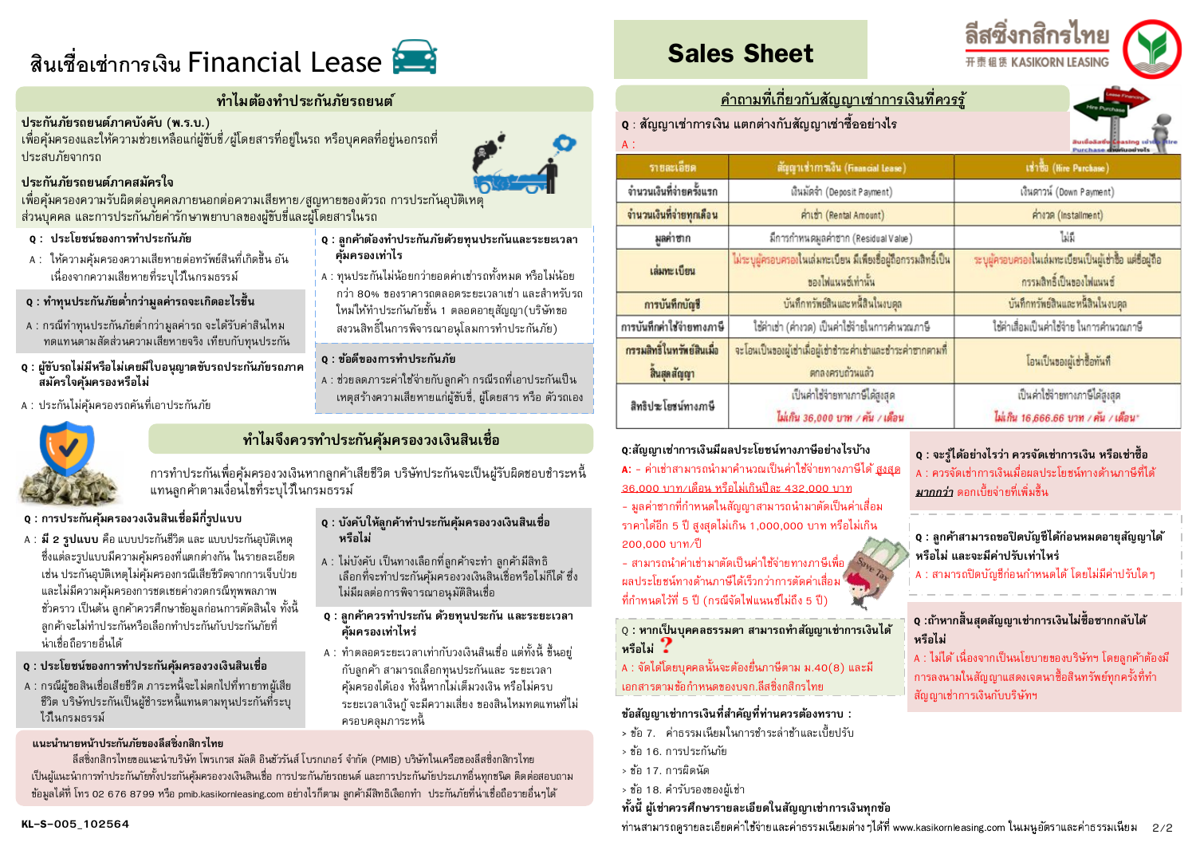# สินเชื่อเช่าการเงิน Financial Lease

# Sales Sheet

ลีสซิ่งกสิกรไทย KASIKORN LEASING

## ทำไมต้องทำประกันภัยรถยนต์

**ประกันภัยรถยนต์ภาคบังคับ (พ.ร.บ.)**

เพื่อคุ้มครองและให้ความช่วยเหลือแก่ผู้ขับขี่/ผู้โดยสารที่อยู่ในรถ หรือบุคคลที่อยู่นอกรถที่ประสบภัยจากรถ

**ประกันภัยรถยนต์ภาคสมัครใจ**

เพื่อคุ้มครองความรับผิดต่อบุคคลภายนอกต่อความเสียหาย/สูญหายของตัวรถ การประกันอุบัติเหตุส่วนบุคคล และการประกันภัยค่ารักษาพยาบาลของผู้ขับขี่และผู้โดยสารในรถ

**Q : ประโยชน์ของการทำประกันภัย**

A : ให้ความคุ้มครองความเสียหายต่อทรัพย์สินที่เกิดขึ้น อันเนื่องจากความเสียหายที่ระบุไว้ในกรมธรรม์

**Q : ทำทุนประกันภัยต่ำกว่ามูลค่ารถจะเกิดอะไรขึ้น**

A : กรณีทำทุนประกันภัยต่ำกว่ามูลค่ารถ จะได้รับค่าสินไหมทดแทนตามสัดส่วนความเสียหายจริง เทียบกับทุนประกัน

**Q : ผู้ขับรถไม่มีหรือไม่เคยมีใบอนุญาตขับรถประกันภัยรถภาคสมัครใจคุ้มครองหรือไม่**

A : ประกันไม่คุ้มครองรถคันที่เอาประกันภัย

**Q : ลูกค้าต้องทำประกันภัยด้วยทุนประกันและระยะเวลาคุ้มครองเท่าไร**

A : ทุนประกันไม่น้อยกว่ายอดค่าเช่ารถทั้งหมด หรือไม่น้อยกว่า 80% ของราคารถตลอดระยะเวลาเช่า และสำหรับรถใหม่ให้ทำประกันชั้น 1 ตลอดอายุสัญญา(บริษัทขอสงวนสิทธิ์ในการพิจารณาอนุโลมการทำประกันภัย)

**Q : ข้อดีของการทำประกันภัย**

A : ช่วยลดภาระค่าใช้จ่ายกับลูกค้า กรณีรถที่เอาประกันเป็นเหตุสร้างความเสียหายแก่ผู้ขับขี่, ผู้โดยสาร หรือ ตัวรถเอง

## ทำไมจึงควรทำประกันคุ้มครองวงเงินสินเชื่อ

การทำประกันเพื่อคุ้มครองวงเงินหากลูกค้าเสียชีวิต บริษัทประกันจะเป็นผู้รับผิดชอบชำระหนี้แทนลูกค้าตามเงื่อนไขที่ระบุไว้ในกรมธรรม์

**Q : การประกันคุ้มครองวงเงินสินเชื่อมีกี่รูปแบบ**

A : **มี 2 รูปแบบ** คือ แบบประกันชีวิต และ แบบประกันอุบัติเหตุ ซึ่งแต่ละรูปแบบมีความคุ้มครองที่แตกต่างกัน ในรายละเอียด เช่น ประกันอุบัติเหตุไม่คุ้มครองกรณีเสียชีวิตจากการเจ็บป่วย และไม่มีความคุ้มครองการชดเชยค่างวดกรณีทุพพลภาพชั่วคราว เป็นต้น ลูกค้าควรศึกษาข้อมูลก่อนการตัดสินใจ ทั้งนี้ ลูกค้าจะไม่ทำประกันหรือเลือกทำประกันกับประกันภัยที่น่าเชื่อถือรายอื่นได้

**Q : ประโยชน์ของการทำประกันคุ้มครองวงเงินสินเชื่อ**

A : กรณีผู้ขอสินเชื่อเสียชีวิต ภาระหนี้จะไม่ตกไปที่ทายาทผู้เสียชีวิต บริษัทประกันเป็นผู้ชำระหนี้แทนตามทุนประกันที่ระบุไว้ในกรมธรรม์

**Q : บังคับให้ลูกค้าทำประกันคุ้มครองวงเงินสินเชื่อหรือไม่**

A : ไม่บังคับ เป็นทางเลือกที่ลูกค้าจะทำ ลูกค้ามีสิทธิเลือกที่จะทำประกันคุ้มครองวงเงินสินเชื่อหรือไม่ก็ได้ ซึ่งไม่มีผลต่อการพิจารณาอนุมัติสินเชื่อ

**Q : ลูกค้าควรทำประกัน ด้วยทุนประกัน และระยะเวลาคุ้มครองเท่าไหร่**

A : ทำตลอดระยะเวลาเท่ากับวงเงินสินเชื่อ แต่ทั้งนี้ ขึ้นอยู่กับลูกค้า สามารถเลือกทุนประกันและ ระยะเวลาคุ้มครองได้เอง ทั้งนี้หากไม่เต็มวงเงิน หรือไม่ครบระยะเวลาเงินกู้ จะมีความเสี่ยง ของสินไหมทดแทนที่ไม่ครอบคลุมภาระหนี้

**แนะนำนายหน้าประกันภัยของลีสซิ่งกสิกรไทย**

ลีสซิ่งกสิกรไทยขอแนะนำบริษัท โพรเกรส มัลติ อินชัวรันส์ โบรกเกอร์ จำกัด (PMIB) บริษัทในเครือของลีสซิ่งกสิกรไทย เป็นผู้แนะนำการทำประกันภัยทั้งประกันคุ้มครองวงเงินสินเชื่อ การประกันภัยรถยนต์ และการประกันภัยประเภทอื่นทุกชนิด ติดต่อสอบถามข้อมูลได้ที่ โทร 02 676 8799 หรือ pmib.kasikornleasing.com อย่างไรก็ตาม ลูกค้ามีสิทธิเลือกทำ ประกันภัยที่น่าเชื่อถือรายอื่นๆได้

KL-S-005_102564

## คำถามที่เกี่ยวกับสัญญาเช่าการเงินที่ควรรู้

**Q : สัญญาเช่าการเงิน แตกต่างกับสัญญาเช่าซื้ออย่างไร**

A :

| รายละเอียด | สัญญาเช่าการเงิน (Financial Lease) | เช่าซื้อ (Hire Purchase) |
|---|---|---|
| จำนวนเงินที่จ่ายครั้งแรก | เงินมัดจำ (Deposit Payment) | เงินดาวน์ (Down Payment) |
| จำนวนเงินที่จ่ายทุกเดือน | ค่าเช่า (Rental Amount) | ค่างวด (Installment) |
| มูลค่าซาก | มีการกำหนดมูลค่าซาก (Residual Value) | ไม่มี |
| เล่มทะเบียน | ไม่ระบุผู้ครอบครองในเล่มทะเบียน มีเพียงชื่อผู้ถือกรรมสิทธิ์เป็นของไฟแนนซ์เท่านั้น | ระบุผู้ครอบครองในเล่มทะเบียนเป็นผู้เช่าซื้อ แต่ชื่อผู้ถือกรรมสิทธิ์เป็นของไฟแนนซ์ |
| การบันทึกบัญชี | บันทึกทรัพย์สินและหนี้สินในงบดุล | บันทึกทรัพย์สินและหนี้สินในงบดุล |
| การบันทึกค่าใช้จ่ายทางภาษี | ใช้ค่าเช่า (ค่างวด) เป็นค่าใช้จ่ายในการคำนวณภาษี | ใช้ค่าเสื่อมเป็นค่าใช้จ่าย ในการคำนวณภาษี |
| กรรมสิทธิ์ในทรัพย์สินเมื่อสิ้นสุดสัญญา | จะโอนเป็นของผู้เช่าเมื่อผู้เช่าชำระค่าเช่าและชำระค่าซากตามที่ตกลงครบถ้วนแล้ว | โอนเป็นของผู้เช่าซื้อทันที |
| สิทธิประโยชน์ทางภาษี | เป็นค่าใช้จ่ายทางภาษีได้สูงสุด *ไม่เกิน 36,000 บาท / คัน / เดือน* | เป็นค่าใช้จ่ายทางภาษีได้สูงสุด *ไม่เกิน 16,666.66 บาท / คัน / เดือน** |

**Q:สัญญาเช่าการเงินมีผลประโยชน์ทางภาษีอย่างไรบ้าง**

A: - ค่าเช่าสามารถนำมาคำนวณเป็นค่าใช้จ่ายทางภาษีได้ สูงสุด 36,000 บาท/เดือน หรือไม่เกินปีละ 432,000 บาท

- มูลค่าซากที่กำหนดในสัญญาสามารถนำมาตัดเป็นค่าเสื่อมราคาได้อีก 5 ปี สูงสุดไม่เกิน 1,000,000 บาท หรือไม่เกิน 200,000 บาท/ปี

- สามารถนำค่าเช่ามาตัดเป็นค่าใช้จ่ายทางภาษีเพื่อผลประโยชน์ทางด้านภาษีได้เร็วกว่าการตัดค่าเสื่อมที่กำหนดไว้ที่ 5 ปี (กรณีจัดไฟแนนซ์ไม่ถึง 5 ปี)

**Q : หากเป็นบุคคลธรรมดา สามารถทำสัญญาเช่าการเงินได้หรือไม่ ?**

A : จัดได้โดยบุคคลนั้นจะต้องยื่นภาษีตาม ม.40(8) และมีเอกสารตามข้อกำหนดของบจก.ลีสซิ่งกสิกรไทย

**Q : จะรู้ได้อย่างไรว่า ควรจัดเช่าการเงิน หรือเช่าซื้อ**

A : ควรจัดเช่าการเงินเมื่อผลประโยชน์ทางด้านภาษีที่ได้ ***มากกว่า*** ดอกเบี้ยจ่ายที่เพิ่มขึ้น

**Q : ลูกค้าสามารถขอปิดบัญชีได้ก่อนหมดอายุสัญญาได้หรือไม่ และจะมีค่าปรับเท่าไหร่**

A : สามารถปิดบัญชีก่อนกำหนดได้ โดยไม่มีค่าปรับใดๆ

**Q :ถ้าหากสิ้นสุดสัญญาเช่าการเงินไม่ซื้อซากกลับได้หรือไม่**

A : ไม่ได้ เนื่องจากเป็นนโยบายของบริษัทฯ โดยลูกค้าต้องมีการลงนามในสัญญาแสดงเจตนาซื้อสินทรัพย์ทุกครั้งที่ทำสัญญาเช่าการเงินกับบริษัทฯ

**ข้อสัญญาเช่าการเงินที่สำคัญที่ท่านควรต้องทราบ :**

- ข้อ 7. ค่าธรรมเนียมในการชำระล่าช้าและเบี้ยปรับ
- ข้อ 16. การประกันภัย
- ข้อ 17. การผิดนัด
- ข้อ 18. คำรับรองของผู้เช่า

**ทั้งนี้ ผู้เช่าควรศึกษารายละเอียดในสัญญาเช่าการเงินทุกข้อ**

ท่านสามารถดูรายละเอียดค่าใช้จ่ายและค่าธรรมเนียมต่างๆได้ที่ www.kasikornleasing.com ในเมนูอัตราและค่าธรรมเนียม